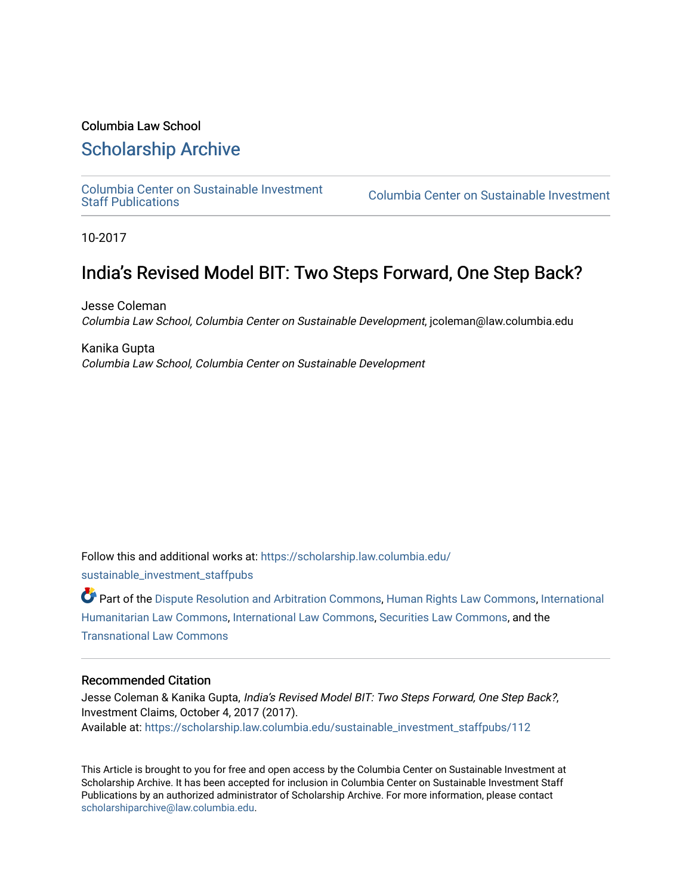Columbia Law School

## Scholarship Archive

Columbia Center on Sustainable Investment Staff Publications | Columbia Center on Sustainable Investment

10-2017

# India's Revised Model BIT: Two Steps Forward, One Step Back?

Jesse Coleman
*Columbia Law School, Columbia Center on Sustainable Development*, jcoleman@law.columbia.edu

Kanika Gupta
*Columbia Law School, Columbia Center on Sustainable Development*

Follow this and additional works at: https://scholarship.law.columbia.edu/sustainable_investment_staffpubs

Part of the Dispute Resolution and Arbitration Commons, Human Rights Law Commons, International Humanitarian Law Commons, International Law Commons, Securities Law Commons, and the Transnational Law Commons

### Recommended Citation

Jesse Coleman & Kanika Gupta, *India's Revised Model BIT: Two Steps Forward, One Step Back?*, Investment Claims, October 4, 2017 (2017).
Available at: https://scholarship.law.columbia.edu/sustainable_investment_staffpubs/112

This Article is brought to you for free and open access by the Columbia Center on Sustainable Investment at Scholarship Archive. It has been accepted for inclusion in Columbia Center on Sustainable Investment Staff Publications by an authorized administrator of Scholarship Archive. For more information, please contact scholarshiparchive@law.columbia.edu.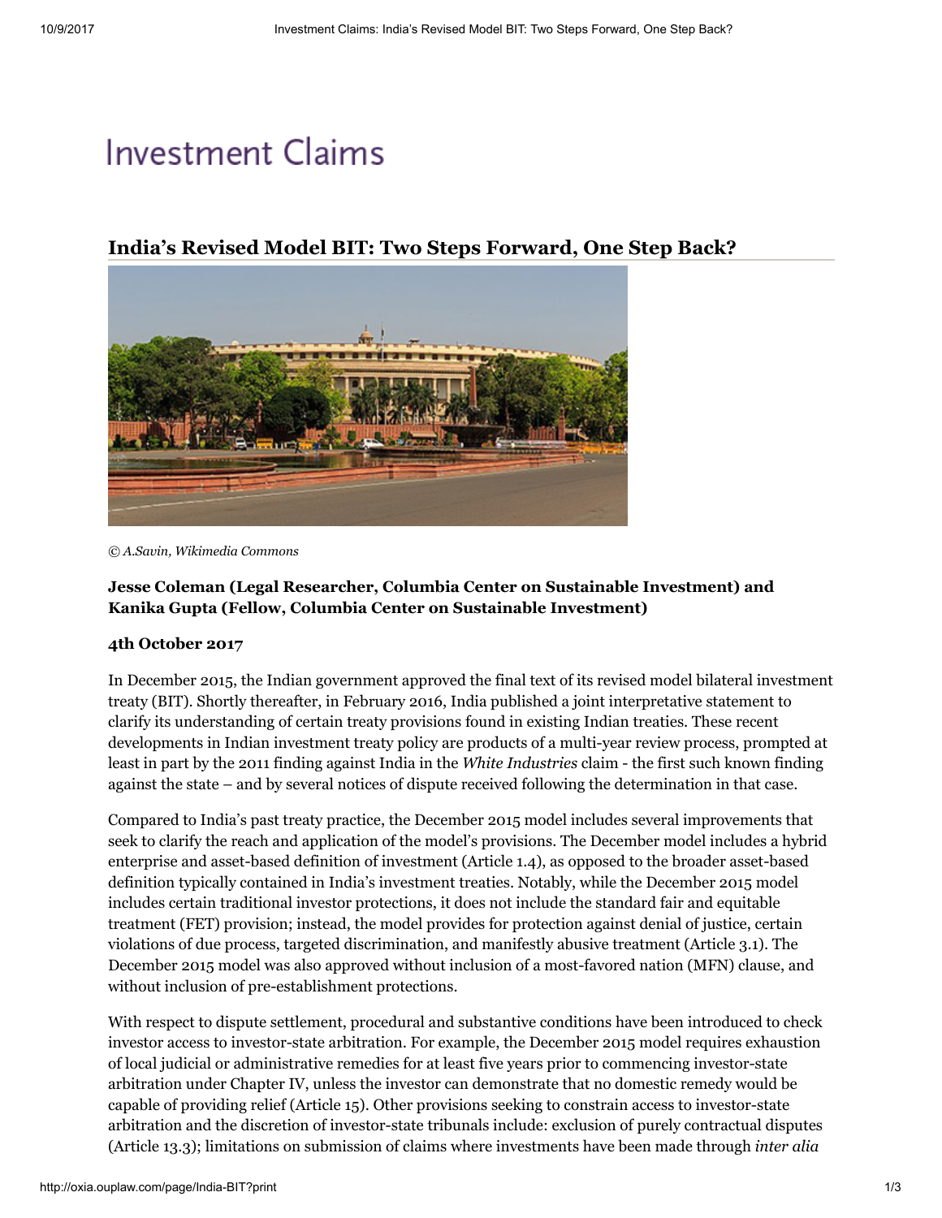# Investment Claims

## India's Revised Model BIT: Two Steps Forward, One Step Back?

*© A.Savin, Wikimedia Commons*

**Jesse Coleman (Legal Researcher, Columbia Center on Sustainable Investment) and Kanika Gupta (Fellow, Columbia Center on Sustainable Investment)**

**4th October 2017**

In December 2015, the Indian government approved the final text of its revised model bilateral investment treaty (BIT). Shortly thereafter, in February 2016, India published a joint interpretative statement to clarify its understanding of certain treaty provisions found in existing Indian treaties. These recent developments in Indian investment treaty policy are products of a multi-year review process, prompted at least in part by the 2011 finding against India in the *White Industries* claim - the first such known finding against the state – and by several notices of dispute received following the determination in that case.

Compared to India's past treaty practice, the December 2015 model includes several improvements that seek to clarify the reach and application of the model's provisions. The December model includes a hybrid enterprise and asset-based definition of investment (Article 1.4), as opposed to the broader asset-based definition typically contained in India's investment treaties. Notably, while the December 2015 model includes certain traditional investor protections, it does not include the standard fair and equitable treatment (FET) provision; instead, the model provides for protection against denial of justice, certain violations of due process, targeted discrimination, and manifestly abusive treatment (Article 3.1). The December 2015 model was also approved without inclusion of a most-favored nation (MFN) clause, and without inclusion of pre-establishment protections.

With respect to dispute settlement, procedural and substantive conditions have been introduced to check investor access to investor-state arbitration. For example, the December 2015 model requires exhaustion of local judicial or administrative remedies for at least five years prior to commencing investor-state arbitration under Chapter IV, unless the investor can demonstrate that no domestic remedy would be capable of providing relief (Article 15). Other provisions seeking to constrain access to investor-state arbitration and the discretion of investor-state tribunals include: exclusion of purely contractual disputes (Article 13.3); limitations on submission of claims where investments have been made through *inter alia*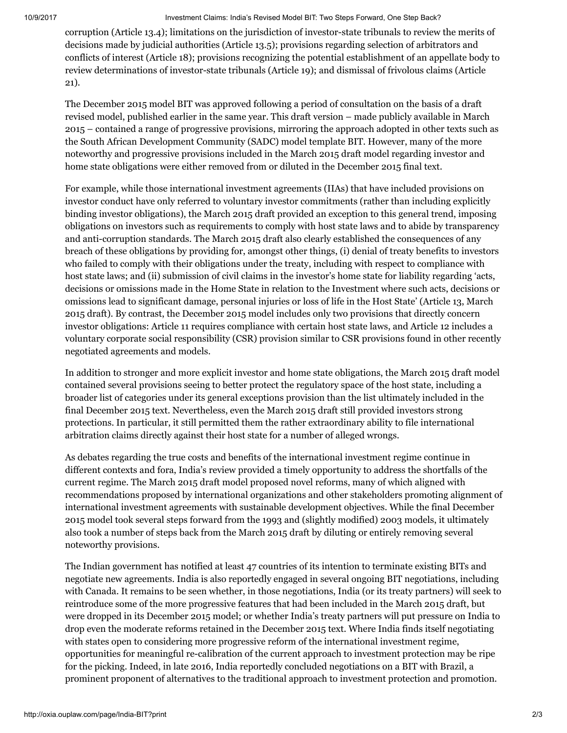corruption (Article 13.4); limitations on the jurisdiction of investor-state tribunals to review the merits of decisions made by judicial authorities (Article 13.5); provisions regarding selection of arbitrators and conflicts of interest (Article 18); provisions recognizing the potential establishment of an appellate body to review determinations of investor-state tribunals (Article 19); and dismissal of frivolous claims (Article 21).

The December 2015 model BIT was approved following a period of consultation on the basis of a draft revised model, published earlier in the same year. This draft version – made publicly available in March 2015 – contained a range of progressive provisions, mirroring the approach adopted in other texts such as the South African Development Community (SADC) model template BIT. However, many of the more noteworthy and progressive provisions included in the March 2015 draft model regarding investor and home state obligations were either removed from or diluted in the December 2015 final text.

For example, while those international investment agreements (IIAs) that have included provisions on investor conduct have only referred to voluntary investor commitments (rather than including explicitly binding investor obligations), the March 2015 draft provided an exception to this general trend, imposing obligations on investors such as requirements to comply with host state laws and to abide by transparency and anti-corruption standards. The March 2015 draft also clearly established the consequences of any breach of these obligations by providing for, amongst other things, (i) denial of treaty benefits to investors who failed to comply with their obligations under the treaty, including with respect to compliance with host state laws; and (ii) submission of civil claims in the investor's home state for liability regarding 'acts, decisions or omissions made in the Home State in relation to the Investment where such acts, decisions or omissions lead to significant damage, personal injuries or loss of life in the Host State' (Article 13, March 2015 draft). By contrast, the December 2015 model includes only two provisions that directly concern investor obligations: Article 11 requires compliance with certain host state laws, and Article 12 includes a voluntary corporate social responsibility (CSR) provision similar to CSR provisions found in other recently negotiated agreements and models.

In addition to stronger and more explicit investor and home state obligations, the March 2015 draft model contained several provisions seeing to better protect the regulatory space of the host state, including a broader list of categories under its general exceptions provision than the list ultimately included in the final December 2015 text. Nevertheless, even the March 2015 draft still provided investors strong protections. In particular, it still permitted them the rather extraordinary ability to file international arbitration claims directly against their host state for a number of alleged wrongs.

As debates regarding the true costs and benefits of the international investment regime continue in different contexts and fora, India's review provided a timely opportunity to address the shortfalls of the current regime. The March 2015 draft model proposed novel reforms, many of which aligned with recommendations proposed by international organizations and other stakeholders promoting alignment of international investment agreements with sustainable development objectives. While the final December 2015 model took several steps forward from the 1993 and (slightly modified) 2003 models, it ultimately also took a number of steps back from the March 2015 draft by diluting or entirely removing several noteworthy provisions.

The Indian government has notified at least 47 countries of its intention to terminate existing BITs and negotiate new agreements. India is also reportedly engaged in several ongoing BIT negotiations, including with Canada. It remains to be seen whether, in those negotiations, India (or its treaty partners) will seek to reintroduce some of the more progressive features that had been included in the March 2015 draft, but were dropped in its December 2015 model; or whether India's treaty partners will put pressure on India to drop even the moderate reforms retained in the December 2015 text. Where India finds itself negotiating with states open to considering more progressive reform of the international investment regime, opportunities for meaningful re-calibration of the current approach to investment protection may be ripe for the picking. Indeed, in late 2016, India reportedly concluded negotiations on a BIT with Brazil, a prominent proponent of alternatives to the traditional approach to investment protection and promotion.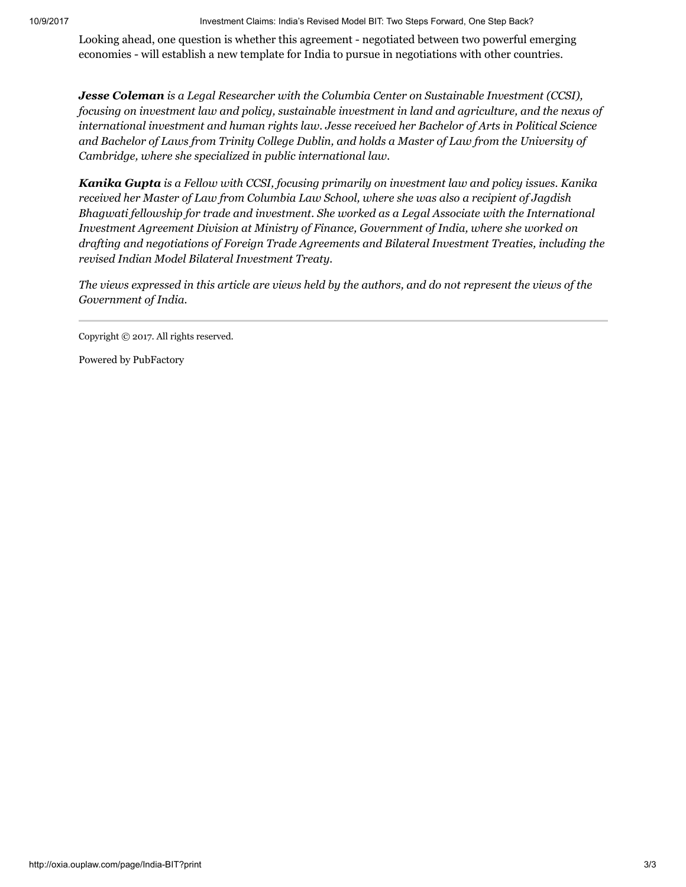Looking ahead, one question is whether this agreement - negotiated between two powerful emerging economies - will establish a new template for India to pursue in negotiations with other countries.

***Jesse Coleman*** *is a Legal Researcher with the Columbia Center on Sustainable Investment (CCSI), focusing on investment law and policy, sustainable investment in land and agriculture, and the nexus of international investment and human rights law. Jesse received her Bachelor of Arts in Political Science and Bachelor of Laws from Trinity College Dublin, and holds a Master of Law from the University of Cambridge, where she specialized in public international law.*

***Kanika Gupta*** *is a Fellow with CCSI, focusing primarily on investment law and policy issues. Kanika received her Master of Law from Columbia Law School, where she was also a recipient of Jagdish Bhagwati fellowship for trade and investment. She worked as a Legal Associate with the International Investment Agreement Division at Ministry of Finance, Government of India, where she worked on drafting and negotiations of Foreign Trade Agreements and Bilateral Investment Treaties, including the revised Indian Model Bilateral Investment Treaty.*

*The views expressed in this article are views held by the authors, and do not represent the views of the Government of India.*

---

Copyright © 2017. All rights reserved.

Powered by PubFactory